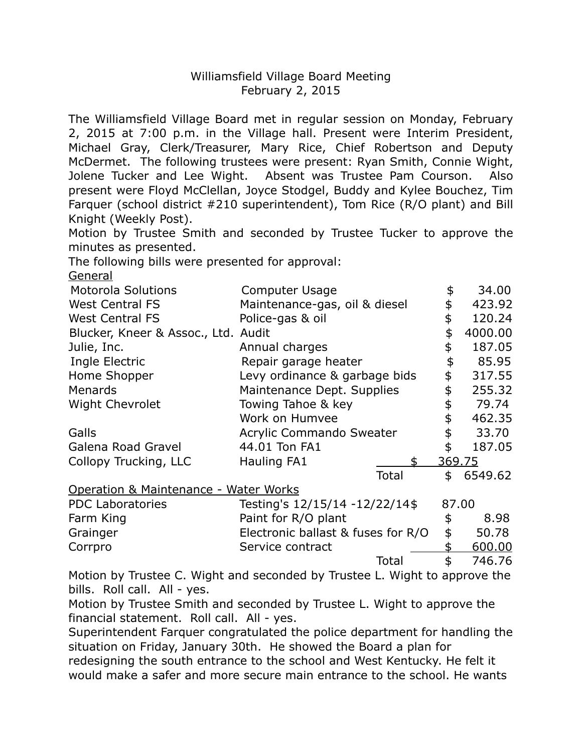# Williamsfield Village Board Meeting
## February 2, 2015

The Williamsfield Village Board met in regular session on Monday, February 2, 2015 at 7:00 p.m. in the Village hall. Present were Interim President, Michael Gray, Clerk/Treasurer, Mary Rice, Chief Robertson and Deputy McDermet. The following trustees were present: Ryan Smith, Connie Wight, Jolene Tucker and Lee Wight. Absent was Trustee Pam Courson. Also present were Floyd McClellan, Joyce Stodgel, Buddy and Kylee Bouchez, Tim Farquer (school district #210 superintendent), Tom Rice (R/O plant) and Bill Knight (Weekly Post).

Motion by Trustee Smith and seconded by Trustee Tucker to approve the minutes as presented.

The following bills were presented for approval:

<u>General</u>

| | | | |
|---|---|---|---|
| Motorola Solutions | Computer Usage | | $ 34.00 |
| West Central FS | Maintenance-gas, oil & diesel | | $ 423.92 |
| West Central FS | Police-gas & oil | | $ 120.24 |
| Blucker, Kneer & Assoc., Ltd. | Audit | | $ 4000.00 |
| Julie, Inc. | Annual charges | | $ 187.05 |
| Ingle Electric | Repair garage heater | | $ 85.95 |
| Home Shopper | Levy ordinance & garbage bids | | $ 317.55 |
| Menards | Maintenance Dept. Supplies | | $ 255.32 |
| Wight Chevrolet | Towing Tahoe & key | | $ 79.74 |
| | Work on Humvee | | $ 462.35 |
| Galls | Acrylic Commando Sweater | | $ 33.70 |
| Galena Road Gravel | 44.01 Ton FA1 | | $ 187.05 |
| Collopy Trucking, LLC | Hauling FA1 | | $ 369.75 |
| | | Total | $ 6549.62 |

<u>Operation & Maintenance - Water Works</u>

| | | | |
|---|---|---|---|
| PDC Laboratories | Testing's 12/15/14 -12/22/14 | | $ 87.00 |
| Farm King | Paint for R/O plant | | $ 8.98 |
| Grainger | Electronic ballast & fuses for R/O | | $ 50.78 |
| Corrpro | Service contract | | $ 600.00 |
| | | Total | $ 746.76 |

Motion by Trustee C. Wight and seconded by Trustee L. Wight to approve the bills. Roll call. All - yes.

Motion by Trustee Smith and seconded by Trustee L. Wight to approve the financial statement. Roll call. All - yes.

Superintendent Farquer congratulated the police department for handling the situation on Friday, January 30th. He showed the Board a plan for redesigning the south entrance to the school and West Kentucky. He felt it would make a safer and more secure main entrance to the school. He wants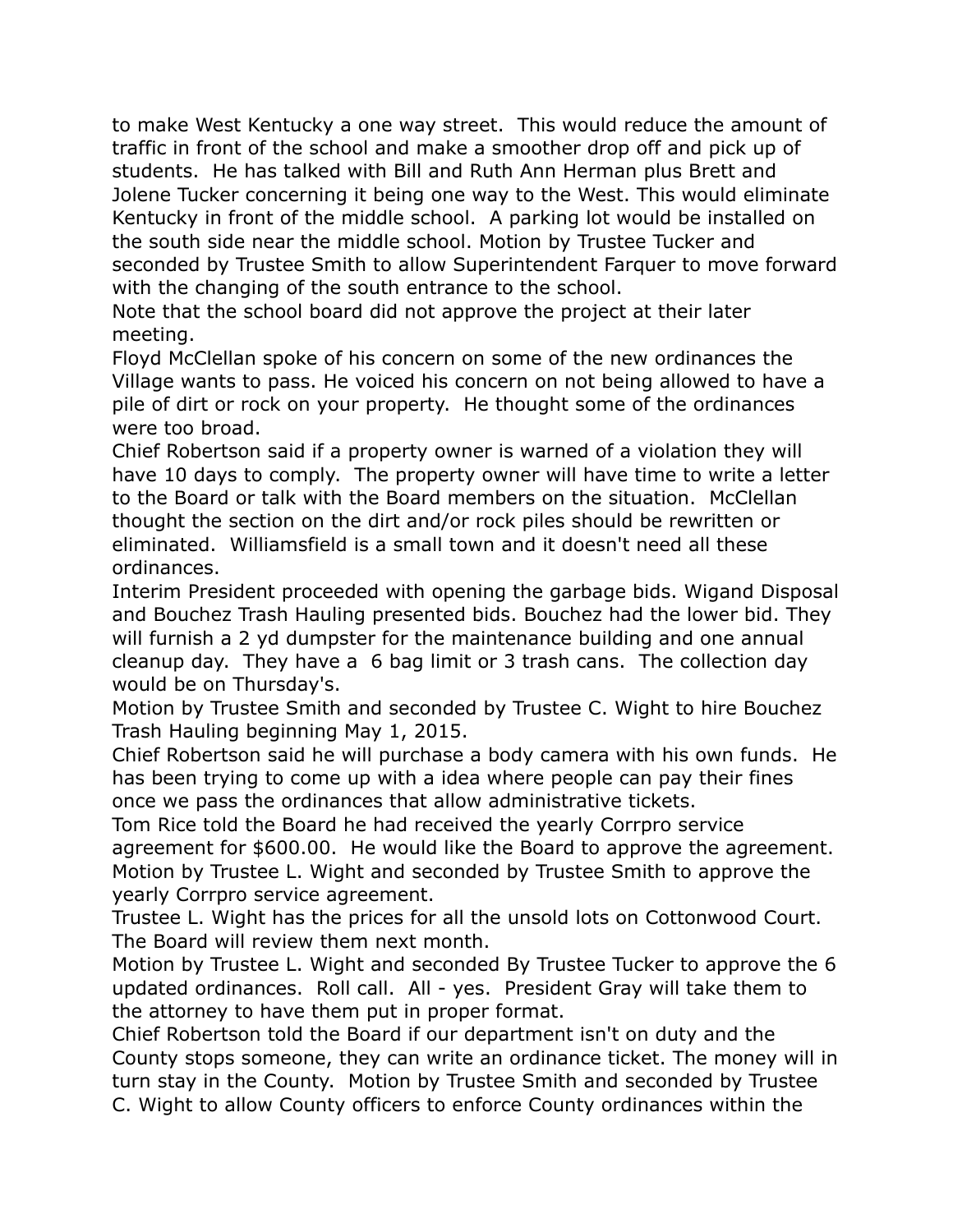to make West Kentucky a one way street.  This would reduce the amount of traffic in front of the school and make a smoother drop off and pick up of students.  He has talked with Bill and Ruth Ann Herman plus Brett and Jolene Tucker concerning it being one way to the West. This would eliminate Kentucky in front of the middle school.  A parking lot would be installed on the south side near the middle school. Motion by Trustee Tucker and seconded by Trustee Smith to allow Superintendent Farquer to move forward with the changing of the south entrance to the school.

Note that the school board did not approve the project at their later meeting.

Floyd McClellan spoke of his concern on some of the new ordinances the Village wants to pass. He voiced his concern on not being allowed to have a pile of dirt or rock on your property.  He thought some of the ordinances were too broad.

Chief Robertson said if a property owner is warned of a violation they will have 10 days to comply.  The property owner will have time to write a letter to the Board or talk with the Board members on the situation.  McClellan thought the section on the dirt and/or rock piles should be rewritten or eliminated.  Williamsfield is a small town and it doesn't need all these ordinances.

Interim President proceeded with opening the garbage bids. Wigand Disposal and Bouchez Trash Hauling presented bids. Bouchez had the lower bid. They will furnish a 2 yd dumpster for the maintenance building and one annual cleanup day.  They have a  6 bag limit or 3 trash cans.  The collection day would be on Thursday's.

Motion by Trustee Smith and seconded by Trustee C. Wight to hire Bouchez Trash Hauling beginning May 1, 2015.

Chief Robertson said he will purchase a body camera with his own funds.  He has been trying to come up with a idea where people can pay their fines once we pass the ordinances that allow administrative tickets.

Tom Rice told the Board he had received the yearly Corrpro service agreement for $600.00.  He would like the Board to approve the agreement.  Motion by Trustee L. Wight and seconded by Trustee Smith to approve the yearly Corrpro service agreement.

Trustee L. Wight has the prices for all the unsold lots on Cottonwood Court.  The Board will review them next month.

Motion by Trustee L. Wight and seconded By Trustee Tucker to approve the 6 updated ordinances.  Roll call.  All - yes.  President Gray will take them to the attorney to have them put in proper format.

Chief Robertson told the Board if our department isn't on duty and the County stops someone, they can write an ordinance ticket. The money will in turn stay in the County.  Motion by Trustee Smith and seconded by Trustee C. Wight to allow County officers to enforce County ordinances within the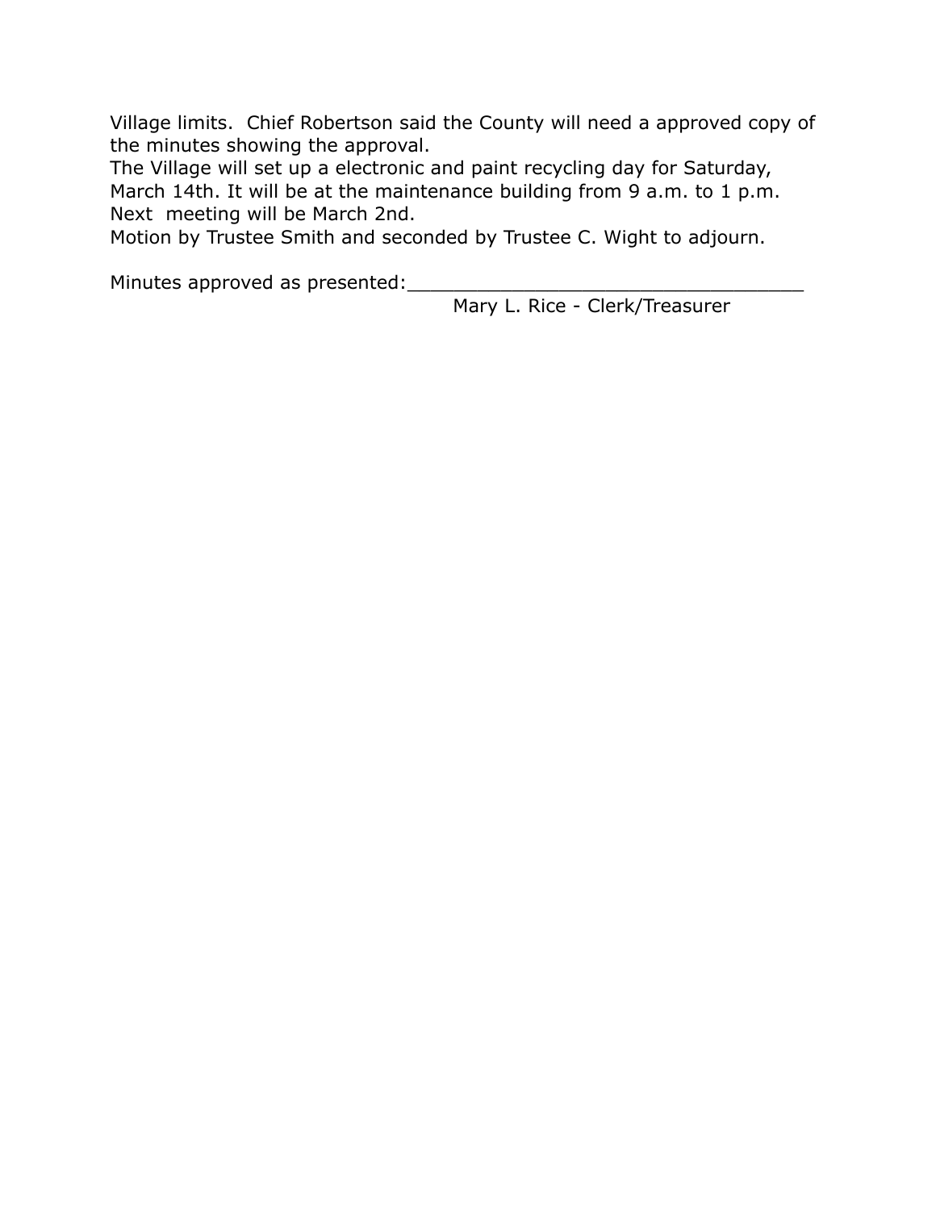Village limits.  Chief Robertson said the County will need a approved copy of the minutes showing the approval.

The Village will set up a electronic and paint recycling day for Saturday, March 14th. It will be at the maintenance building from 9 a.m. to 1 p.m.

Next  meeting will be March 2nd.

Motion by Trustee Smith and seconded by Trustee C. Wight to adjourn.

Minutes approved as presented:___________________________________

Mary L. Rice - Clerk/Treasurer